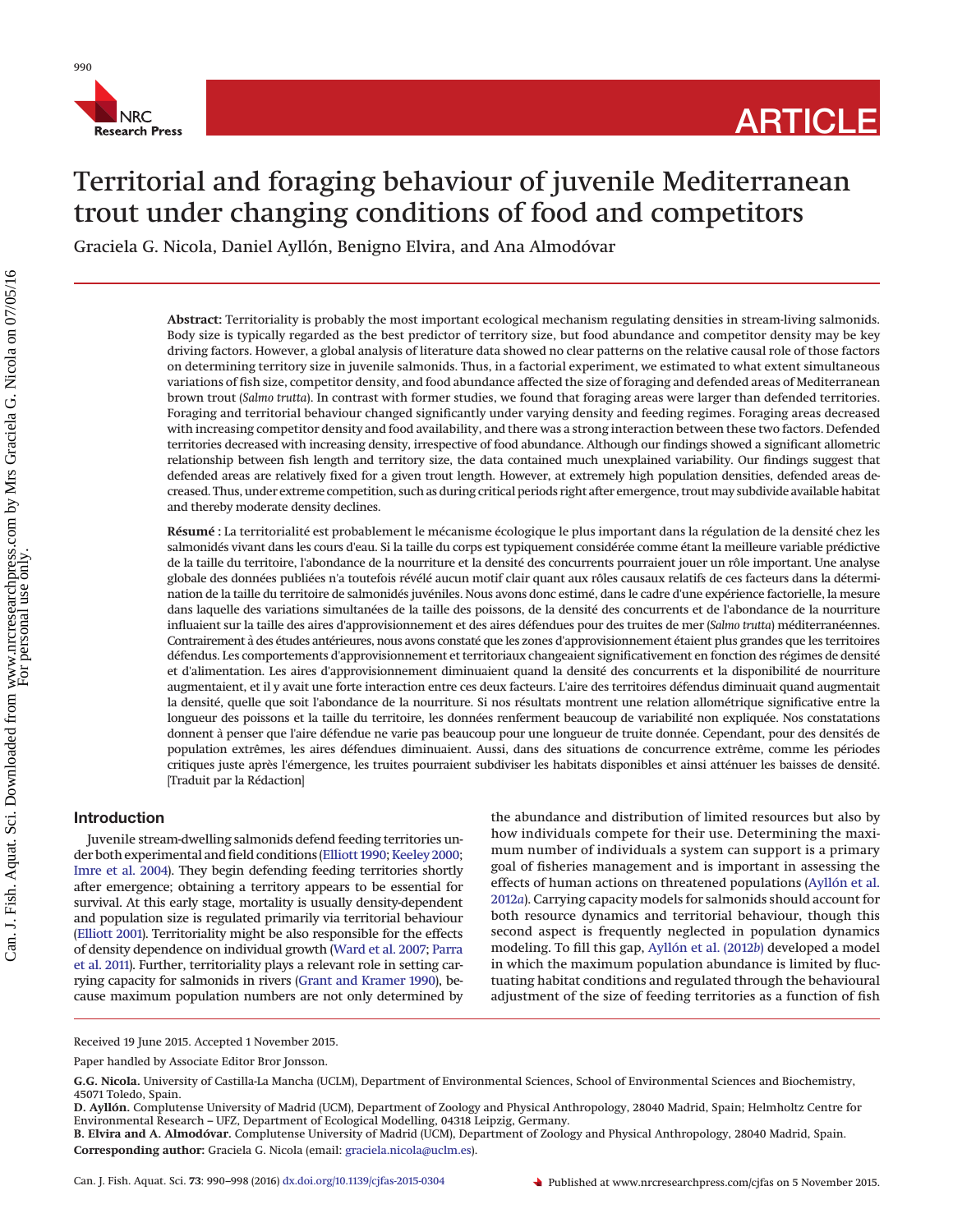# Territorial and foraging behaviour of juvenile Mediterranean trout under changing conditions of food and competitors

Graciela G. Nicola, Daniel Ayllón, Benigno Elvira, and Ana Almodóvar

**Abstract:** Territoriality is probably the most important ecological mechanism regulating densities in stream-living salmonids. Body size is typically regarded as the best predictor of territory size, but food abundance and competitor density may be key driving factors. However, a global analysis of literature data showed no clear patterns on the relative causal role of those factors on determining territory size in juvenile salmonids. Thus, in a factorial experiment, we estimated to what extent simultaneous variations of fish size, competitor density, and food abundance affected the size of foraging and defended areas of Mediterranean brown trout (*Salmo trutta*). In contrast with former studies, we found that foraging areas were larger than defended territories. Foraging and territorial behaviour changed significantly under varying density and feeding regimes. Foraging areas decreased with increasing competitor density and food availability, and there was a strong interaction between these two factors. Defended territories decreased with increasing density, irrespective of food abundance. Although our findings showed a significant allometric relationship between fish length and territory size, the data contained much unexplained variability. Our findings suggest that defended areas are relatively fixed for a given trout length. However, at extremely high population densities, defended areas decreased. Thus, under extreme competition, such as during critical periods right after emergence, trout may subdivide available habitat and thereby moderate density declines.

**Résumé :** La territorialité est probablement le mécanisme écologique le plus important dans la régulation de la densité chez les salmonidés vivant dans les cours d'eau. Si la taille du corps est typiquement considérée comme étant la meilleure variable prédictive de la taille du territoire, l'abondance de la nourriture et la densité des concurrents pourraient jouer un rôle important. Une analyse globale des données publiées n'a toutefois révélé aucun motif clair quant aux rôles causaux relatifs de ces facteurs dans la détermination de la taille du territoire de salmonidés juvéniles. Nous avons donc estimé, dans le cadre d'une expérience factorielle, la mesure dans laquelle des variations simultanées de la taille des poissons, de la densité des concurrents et de l'abondance de la nourriture influaient sur la taille des aires d'approvisionnement et des aires défendues pour des truites de mer (*Salmo trutta*) méditerranéennes. Contrairement à des études antérieures, nous avons constaté que les zones d'approvisionnement étaient plus grandes que les territoires défendus. Les comportements d'approvisionnement et territoriaux changeaient significativement en fonction des régimes de densité et d'alimentation. Les aires d'approvisionnement diminuaient quand la densité des concurrents et la disponibilité de nourriture augmentaient, et il y avait une forte interaction entre ces deux facteurs. L'aire des territoires défendus diminuait quand augmentait la densité, quelle que soit l'abondance de la nourriture. Si nos résultats montrent une relation allométrique significative entre la longueur des poissons et la taille du territoire, les données renferment beaucoup de variabilité non expliquée. Nos constatations donnent à penser que l'aire défendue ne varie pas beaucoup pour une longueur de truite donnée. Cependant, pour des densités de population extrêmes, les aires défendues diminuaient. Aussi, dans des situations de concurrence extrême, comme les périodes critiques juste après l'émergence, les truites pourraient subdiviser les habitats disponibles et ainsi atténuer les baisses de densité. [Traduit par la Rédaction]

## Introduction

Juvenile stream-dwelling salmonids defend feeding territories under both experimental and field conditions (Elliott 1990; Keeley 2000; Imre et al. 2004). They begin defending feeding territories shortly after emergence; obtaining a territory appears to be essential for survival. At this early stage, mortality is usually density-dependent and population size is regulated primarily via territorial behaviour (Elliott 2001). Territoriality might be also responsible for the effects of density dependence on individual growth (Ward et al. 2007; Parra et al. 2011). Further, territoriality plays a relevant role in setting carrying capacity for salmonids in rivers (Grant and Kramer 1990), because maximum population numbers are not only determined by the abundance and distribution of limited resources but also by how individuals compete for their use. Determining the maximum number of individuals a system can support is a primary goal of fisheries management and is important in assessing the effects of human actions on threatened populations (Ayllón et al. 2012*a*). Carrying capacity models for salmonids should account for both resource dynamics and territorial behaviour, though this second aspect is frequently neglected in population dynamics modeling. To fill this gap, Ayllón et al. (2012*b*) developed a model in which the maximum population abundance is limited by fluctuating habitat conditions and regulated through the behavioural adjustment of the size of feeding territories as a function of fish

Received 19 June 2015. Accepted 1 November 2015.

Paper handled by Associate Editor Bror Jonsson.

**G.G. Nicola.** University of Castilla-La Mancha (UCLM), Department of Environmental Sciences, School of Environmental Sciences and Biochemistry, 45071 Toledo, Spain.

**D. Ayllón.** Complutense University of Madrid (UCM), Department of Zoology and Physical Anthropology, 28040 Madrid, Spain; Helmholtz Centre for Environmental Research – UFZ, Department of Ecological Modelling, 04318 Leipzig, Germany.

**B. Elvira and A. Almodóvar.** Complutense University of Madrid (UCM), Department of Zoology and Physical Anthropology, 28040 Madrid, Spain.

**Corresponding author:** Graciela G. Nicola (email: graciela.nicola@uclm.es).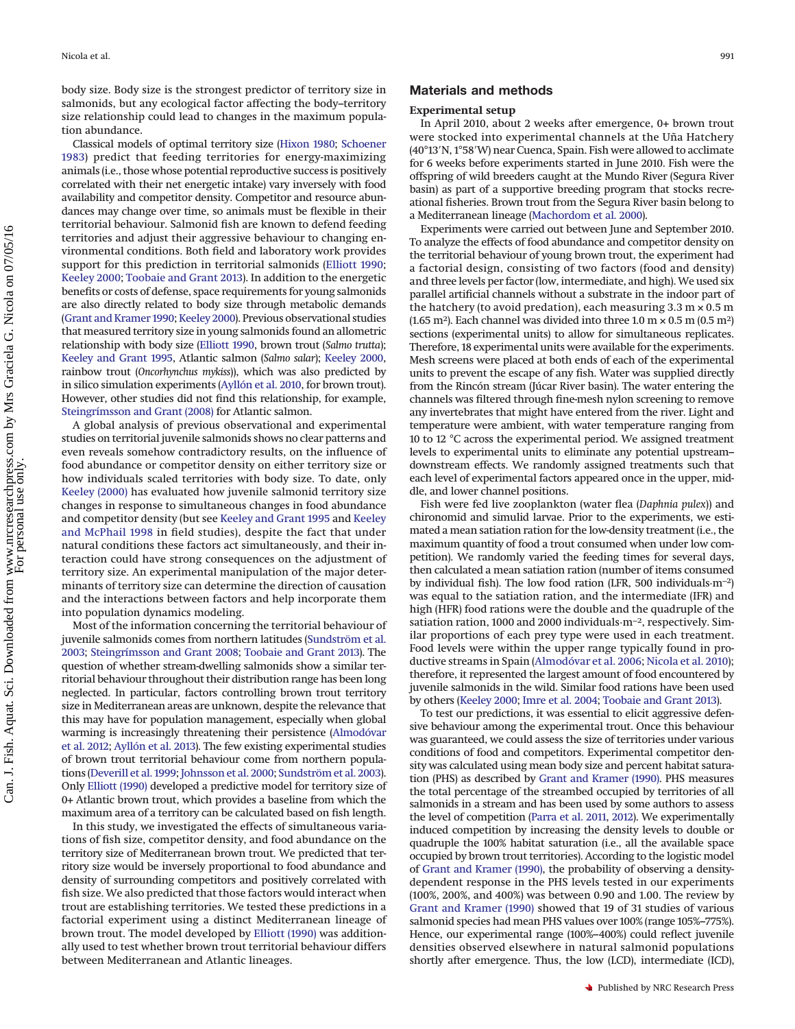body size. Body size is the strongest predictor of territory size in salmonids, but any ecological factor affecting the body–territory size relationship could lead to changes in the maximum population abundance.

Classical models of optimal territory size (Hixon 1980; Schoener 1983) predict that feeding territories for energy-maximizing animals (i.e., those whose potential reproductive success is positively correlated with their net energetic intake) vary inversely with food availability and competitor density. Competitor and resource abundances may change over time, so animals must be flexible in their territorial behaviour. Salmonid fish are known to defend feeding territories and adjust their aggressive behaviour to changing environmental conditions. Both field and laboratory work provides support for this prediction in territorial salmonids (Elliott 1990; Keeley 2000; Toobaie and Grant 2013). In addition to the energetic benefits or costs of defense, space requirements for young salmonids are also directly related to body size through metabolic demands (Grant and Kramer 1990; Keeley 2000). Previous observational studies that measured territory size in young salmonids found an allometric relationship with body size (Elliott 1990, brown trout (*Salmo trutta*); Keeley and Grant 1995, Atlantic salmon (*Salmo salar*); Keeley 2000, rainbow trout (*Oncorhynchus mykiss*)), which was also predicted by in silico simulation experiments (Ayllón et al. 2010, for brown trout). However, other studies did not find this relationship, for example, Steingrímsson and Grant (2008) for Atlantic salmon.

A global analysis of previous observational and experimental studies on territorial juvenile salmonids shows no clear patterns and even reveals somehow contradictory results, on the influence of food abundance or competitor density on either territory size or how individuals scaled territories with body size. To date, only Keeley (2000) has evaluated how juvenile salmonid territory size changes in response to simultaneous changes in food abundance and competitor density (but see Keeley and Grant 1995 and Keeley and McPhail 1998 in field studies), despite the fact that under natural conditions these factors act simultaneously, and their interaction could have strong consequences on the adjustment of territory size. An experimental manipulation of the major determinants of territory size can determine the direction of causation and the interactions between factors and help incorporate them into population dynamics modeling.

Most of the information concerning the territorial behaviour of juvenile salmonids comes from northern latitudes (Sundström et al. 2003; Steingrímsson and Grant 2008; Toobaie and Grant 2013). The question of whether stream-dwelling salmonids show a similar territorial behaviour throughout their distribution range has been long neglected. In particular, factors controlling brown trout territory size in Mediterranean areas are unknown, despite the relevance that this may have for population management, especially when global warming is increasingly threatening their persistence (Almodóvar et al. 2012; Ayllón et al. 2013). The few existing experimental studies of brown trout territorial behaviour come from northern populations (Deverill et al. 1999; Johnsson et al. 2000; Sundström et al. 2003). Only Elliott (1990) developed a predictive model for territory size of 0+ Atlantic brown trout, which provides a baseline from which the maximum area of a territory can be calculated based on fish length.

In this study, we investigated the effects of simultaneous variations of fish size, competitor density, and food abundance on the territory size of Mediterranean brown trout. We predicted that territory size would be inversely proportional to food abundance and density of surrounding competitors and positively correlated with fish size. We also predicted that those factors would interact when trout are establishing territories. We tested these predictions in a factorial experiment using a distinct Mediterranean lineage of brown trout. The model developed by Elliott (1990) was additionally used to test whether brown trout territorial behaviour differs between Mediterranean and Atlantic lineages.

## Materials and methods

### Experimental setup

In April 2010, about 2 weeks after emergence, 0+ brown trout were stocked into experimental channels at the Uña Hatchery (40°13′N, 1°58′W) near Cuenca, Spain. Fish were allowed to acclimate for 6 weeks before experiments started in June 2010. Fish were the offspring of wild breeders caught at the Mundo River (Segura River basin) as part of a supportive breeding program that stocks recreational fisheries. Brown trout from the Segura River basin belong to a Mediterranean lineage (Machordom et al. 2000).

Experiments were carried out between June and September 2010. To analyze the effects of food abundance and competitor density on the territorial behaviour of young brown trout, the experiment had a factorial design, consisting of two factors (food and density) and three levels per factor (low, intermediate, and high). We used six parallel artificial channels without a substrate in the indoor part of the hatchery (to avoid predation), each measuring 3.3 m × 0.5 m (1.65 m²). Each channel was divided into three 1.0 m × 0.5 m (0.5 m²) sections (experimental units) to allow for simultaneous replicates. Therefore, 18 experimental units were available for the experiments. Mesh screens were placed at both ends of each of the experimental units to prevent the escape of any fish. Water was supplied directly from the Rincón stream (Júcar River basin). The water entering the channels was filtered through fine-mesh nylon screening to remove any invertebrates that might have entered from the river. Light and temperature were ambient, with water temperature ranging from 10 to 12 °C across the experimental period. We assigned treatment levels to experimental units to eliminate any potential upstream–downstream effects. We randomly assigned treatments such that each level of experimental factors appeared once in the upper, middle, and lower channel positions.

Fish were fed live zooplankton (water flea (*Daphnia pulex*)) and chironomid and simulid larvae. Prior to the experiments, we estimated a mean satiation ration for the low-density treatment (i.e., the maximum quantity of food a trout consumed when under low competition). We randomly varied the feeding times for several days, then calculated a mean satiation ration (number of items consumed by individual fish). The low food ration (LFR, 500 individuals·m$^{-2}$) was equal to the satiation ration, and the intermediate (IFR) and high (HFR) food rations were the double and the quadruple of the satiation ration, 1000 and 2000 individuals·m$^{-2}$, respectively. Similar proportions of each prey type were used in each treatment. Food levels were within the upper range typically found in productive streams in Spain (Almodóvar et al. 2006; Nicola et al. 2010); therefore, it represented the largest amount of food encountered by juvenile salmonids in the wild. Similar food rations have been used by others (Keeley 2000; Imre et al. 2004; Toobaie and Grant 2013).

To test our predictions, it was essential to elicit aggressive defensive behaviour among the experimental trout. Once this behaviour was guaranteed, we could assess the size of territories under various conditions of food and competitors. Experimental competitor density was calculated using mean body size and percent habitat saturation (PHS) as described by Grant and Kramer (1990). PHS measures the total percentage of the streambed occupied by territories of all salmonids in a stream and has been used by some authors to assess the level of competition (Parra et al. 2011, 2012). We experimentally induced competition by increasing the density levels to double or quadruple the 100% habitat saturation (i.e., all the available space occupied by brown trout territories). According to the logistic model of Grant and Kramer (1990), the probability of observing a density-dependent response in the PHS levels tested in our experiments (100%, 200%, and 400%) was between 0.90 and 1.00. The review by Grant and Kramer (1990) showed that 19 of 31 studies of various salmonid species had mean PHS values over 100% (range 105%–775%). Hence, our experimental range (100%–400%) could reflect juvenile densities observed elsewhere in natural salmonid populations shortly after emergence. Thus, the low (LCD), intermediate (ICD),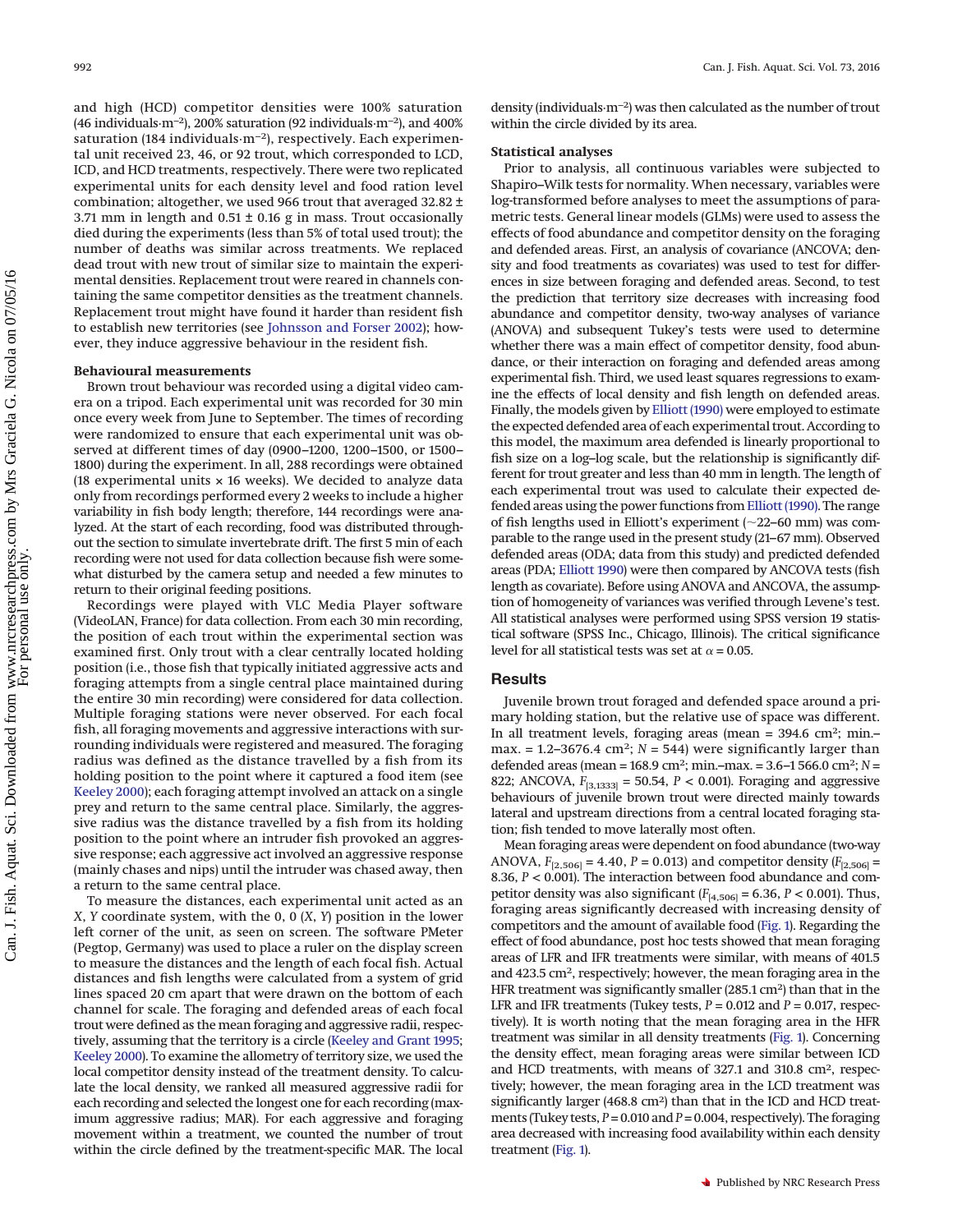and high (HCD) competitor densities were 100% saturation (46 individuals·m$^{-2}$), 200% saturation (92 individuals·m$^{-2}$), and 400% saturation (184 individuals·m$^{-2}$), respectively. Each experimental unit received 23, 46, or 92 trout, which corresponded to LCD, ICD, and HCD treatments, respectively. There were two replicated experimental units for each density level and food ration level combination; altogether, we used 966 trout that averaged 32.82 ± 3.71 mm in length and 0.51 ± 0.16 g in mass. Trout occasionally died during the experiments (less than 5% of total used trout); the number of deaths was similar across treatments. We replaced dead trout with new trout of similar size to maintain the experimental densities. Replacement trout were reared in channels containing the same competitor densities as the treatment channels. Replacement trout might have found it harder than resident fish to establish new territories (see Johnsson and Forser 2002); however, they induce aggressive behaviour in the resident fish.

### Behavioural measurements

Brown trout behaviour was recorded using a digital video camera on a tripod. Each experimental unit was recorded for 30 min once every week from June to September. The times of recording were randomized to ensure that each experimental unit was observed at different times of day (0900–1200, 1200–1500, or 1500–1800) during the experiment. In all, 288 recordings were obtained (18 experimental units × 16 weeks). We decided to analyze data only from recordings performed every 2 weeks to include a higher variability in fish body length; therefore, 144 recordings were analyzed. At the start of each recording, food was distributed throughout the section to simulate invertebrate drift. The first 5 min of each recording were not used for data collection because fish were somewhat disturbed by the camera setup and needed a few minutes to return to their original feeding positions.

Recordings were played with VLC Media Player software (VideoLAN, France) for data collection. From each 30 min recording, the position of each trout within the experimental section was examined first. Only trout with a clear centrally located holding position (i.e., those fish that typically initiated aggressive acts and foraging attempts from a single central place maintained during the entire 30 min recording) were considered for data collection. Multiple foraging stations were never observed. For each focal fish, all foraging movements and aggressive interactions with surrounding individuals were registered and measured. The foraging radius was defined as the distance travelled by a fish from its holding position to the point where it captured a food item (see Keeley 2000); each foraging attempt involved an attack on a single prey and return to the same central place. Similarly, the aggressive radius was the distance travelled by a fish from its holding position to the point where an intruder fish provoked an aggressive response; each aggressive act involved an aggressive response (mainly chases and nips) until the intruder was chased away, then a return to the same central place.

To measure the distances, each experimental unit acted as an *X*, *Y* coordinate system, with the 0, 0 (*X*, *Y*) position in the lower left corner of the unit, as seen on screen. The software PMeter (Pegtop, Germany) was used to place a ruler on the display screen to measure the distances and the length of each focal fish. Actual distances and fish lengths were calculated from a system of grid lines spaced 20 cm apart that were drawn on the bottom of each channel for scale. The foraging and defended areas of each focal trout were defined as the mean foraging and aggressive radii, respectively, assuming that the territory is a circle (Keeley and Grant 1995; Keeley 2000). To examine the allometry of territory size, we used the local competitor density instead of the treatment density. To calculate the local density, we ranked all measured aggressive radii for each recording and selected the longest one for each recording (maximum aggressive radius; MAR). For each aggressive and foraging movement within a treatment, we counted the number of trout within the circle defined by the treatment-specific MAR. The local density (individuals·m$^{-2}$) was then calculated as the number of trout within the circle divided by its area.

### Statistical analyses

Prior to analysis, all continuous variables were subjected to Shapiro–Wilk tests for normality. When necessary, variables were log-transformed before analyses to meet the assumptions of parametric tests. General linear models (GLMs) were used to assess the effects of food abundance and competitor density on the foraging and defended areas. First, an analysis of covariance (ANCOVA; density and food treatments as covariates) was used to test for differences in size between foraging and defended areas. Second, to test the prediction that territory size decreases with increasing food abundance and competitor density, two-way analyses of variance (ANOVA) and subsequent Tukey's tests were used to determine whether there was a main effect of competitor density, food abundance, or their interaction on foraging and defended areas among experimental fish. Third, we used least squares regressions to examine the effects of local density and fish length on defended areas. Finally, the models given by Elliott (1990) were employed to estimate the expected defended area of each experimental trout. According to this model, the maximum area defended is linearly proportional to fish size on a log–log scale, but the relationship is significantly different for trout greater and less than 40 mm in length. The length of each experimental trout was used to calculate their expected defended areas using the power functions from Elliott (1990). The range of fish lengths used in Elliott's experiment (~22–60 mm) was comparable to the range used in the present study (21–67 mm). Observed defended areas (ODA; data from this study) and predicted defended areas (PDA; Elliott 1990) were then compared by ANCOVA tests (fish length as covariate). Before using ANOVA and ANCOVA, the assumption of homogeneity of variances was verified through Levene's test. All statistical analyses were performed using SPSS version 19 statistical software (SPSS Inc., Chicago, Illinois). The critical significance level for all statistical tests was set at $\alpha = 0.05$.

## Results

Juvenile brown trout foraged and defended space around a primary holding station, but the relative use of space was different. In all treatment levels, foraging areas (mean = 394.6 cm$^2$; min.–max. = 1.2–3676.4 cm$^2$; $N = 544$) were significantly larger than defended areas (mean = 168.9 cm$^2$; min.–max. = 3.6–1 566.0 cm$^2$; $N = 822$; ANCOVA, $F_{[3,1333]} = 50.54$, $P < 0.001$). Foraging and aggressive behaviours of juvenile brown trout were directed mainly towards lateral and upstream directions from a central located foraging station; fish tended to move laterally most often.

Mean foraging areas were dependent on food abundance (two-way ANOVA, $F_{[2,506]} = 4.40$, $P = 0.013$) and competitor density ($F_{[2,506]} = 8.36$, $P < 0.001$). The interaction between food abundance and competitor density was also significant ($F_{[4,506]} = 6.36$, $P < 0.001$). Thus, foraging areas significantly decreased with increasing density of competitors and the amount of available food (Fig. 1). Regarding the effect of food abundance, post hoc tests showed that mean foraging areas of LFR and IFR treatments were similar, with means of 401.5 and 423.5 cm$^2$, respectively; however, the mean foraging area in the HFR treatment was significantly smaller (285.1 cm$^2$) than that in the LFR and IFR treatments (Tukey tests, $P = 0.012$ and $P = 0.017$, respectively). It is worth noting that the mean foraging area in the HFR treatment was similar in all density treatments (Fig. 1). Concerning the density effect, mean foraging areas were similar between ICD and HCD treatments, with means of 327.1 and 310.8 cm$^2$, respectively; however, the mean foraging area in the LCD treatment was significantly larger (468.8 cm$^2$) than that in the ICD and HCD treatments (Tukey tests, $P = 0.010$ and $P = 0.004$, respectively). The foraging area decreased with increasing food availability within each density treatment (Fig. 1).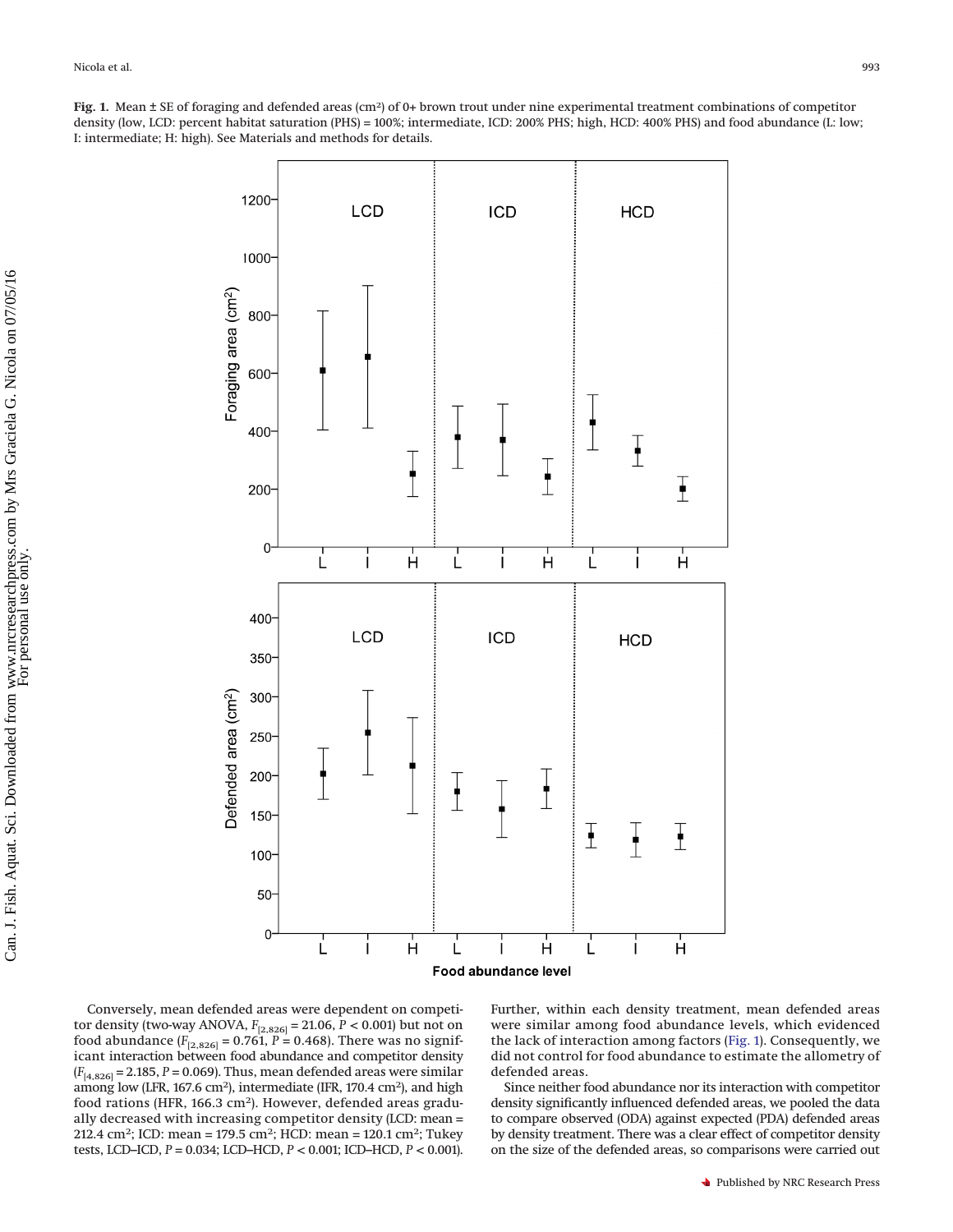**Fig. 1.** Mean ± SE of foraging and defended areas (cm²) of 0+ brown trout under nine experimental treatment combinations of competitor density (low, LCD: percent habitat saturation (PHS) = 100%; intermediate, ICD: 200% PHS; high, HCD: 400% PHS) and food abundance (L: low; I: intermediate; H: high). See Materials and methods for details.

Conversely, mean defended areas were dependent on competitor density (two-way ANOVA, $F_{[2,826]} = 21.06$, $P < 0.001$) but not on food abundance ($F_{[2,826]} = 0.761$, $P = 0.468$). There was no significant interaction between food abundance and competitor density ($F_{[4,826]} = 2.185$, $P = 0.069$). Thus, mean defended areas were similar among low (LFR, 167.6 cm²), intermediate (IFR, 170.4 cm²), and high food rations (HFR, 166.3 cm²). However, defended areas gradually decreased with increasing competitor density (LCD: mean = 212.4 cm²; ICD: mean = 179.5 cm²; HCD: mean = 120.1 cm²; Tukey tests, LCD–ICD, $P = 0.034$; LCD–HCD, $P < 0.001$; ICD–HCD, $P < 0.001$). Further, within each density treatment, mean defended areas were similar among food abundance levels, which evidenced the lack of interaction among factors (Fig. 1). Consequently, we did not control for food abundance to estimate the allometry of defended areas.

Since neither food abundance nor its interaction with competitor density significantly influenced defended areas, we pooled the data to compare observed (ODA) against expected (PDA) defended areas by density treatment. There was a clear effect of competitor density on the size of the defended areas, so comparisons were carried out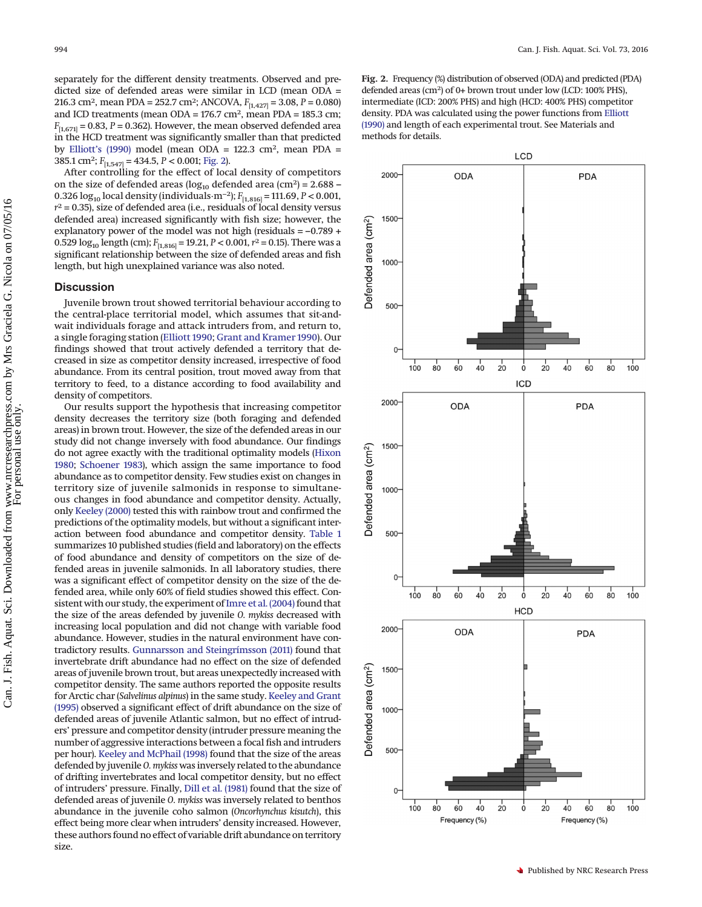separately for the different density treatments. Observed and predicted size of defended areas were similar in LCD (mean ODA = 216.3 cm², mean PDA = 252.7 cm²; ANCOVA, $F_{[1,427]} = 3.08$, $P = 0.080$) and ICD treatments (mean ODA = 176.7 cm², mean PDA = 185.3 cm; $F_{[1,671]} = 0.83$, $P = 0.362$). However, the mean observed defended area in the HCD treatment was significantly smaller than that predicted by Elliott's (1990) model (mean ODA = 122.3 cm², mean PDA = 385.1 cm²; $F_{[1,547]} = 434.5$, $P < 0.001$; Fig. 2).

After controlling for the effect of local density of competitors on the size of defended areas ($\log_{10}$ defended area (cm²) = 2.688 − 0.326 $\log_{10}$ local density (individuals·m⁻²); $F_{[1,816]} = 111.69$, $P < 0.001$, $r^2 = 0.35$), size of defended area (i.e., residuals of local density versus defended area) increased significantly with fish size; however, the explanatory power of the model was not high (residuals = −0.789 + 0.529 $\log_{10}$ length (cm); $F_{[1,816]} = 19.21$, $P < 0.001$, $r^2 = 0.15$). There was a significant relationship between the size of defended areas and fish length, but high unexplained variance was also noted.

## Discussion

Juvenile brown trout showed territorial behaviour according to the central-place territorial model, which assumes that sit-and-wait individuals forage and attack intruders from, and return to, a single foraging station (Elliott 1990; Grant and Kramer 1990). Our findings showed that trout actively defended a territory that decreased in size as competitor density increased, irrespective of food abundance. From its central position, trout moved away from that territory to feed, to a distance according to food availability and density of competitors.

Our results support the hypothesis that increasing competitor density decreases the territory size (both foraging and defended areas) in brown trout. However, the size of the defended areas in our study did not change inversely with food abundance. Our findings do not agree exactly with the traditional optimality models (Hixon 1980; Schoener 1983), which assign the same importance to food abundance as to competitor density. Few studies exist on changes in territory size of juvenile salmonids in response to simultaneous changes in food abundance and competitor density. Actually, only Keeley (2000) tested this with rainbow trout and confirmed the predictions of the optimality models, but without a significant interaction between food abundance and competitor density. Table 1 summarizes 10 published studies (field and laboratory) on the effects of food abundance and density of competitors on the size of defended areas in juvenile salmonids. In all laboratory studies, there was a significant effect of competitor density on the size of the defended area, while only 60% of field studies showed this effect. Consistent with our study, the experiment of Imre et al. (2004) found that the size of the areas defended by juvenile *O. mykiss* decreased with increasing local population and did not change with variable food abundance. However, studies in the natural environment have contradictory results. Gunnarsson and Steingrímsson (2011) found that invertebrate drift abundance had no effect on the size of defended areas of juvenile brown trout, but areas unexpectedly increased with competitor density. The same authors reported the opposite results for Arctic char (*Salvelinus alpinus*) in the same study. Keeley and Grant (1995) observed a significant effect of drift abundance on the size of defended areas of juvenile Atlantic salmon, but no effect of intruders' pressure and competitor density (intruder pressure meaning the number of aggressive interactions between a focal fish and intruders per hour). Keeley and McPhail (1998) found that the size of the areas defended by juvenile *O. mykiss* was inversely related to the abundance of drifting invertebrates and local competitor density, but no effect of intruders' pressure. Finally, Dill et al. (1981) found that the size of defended areas of juvenile *O. mykiss* was inversely related to benthos abundance in the juvenile coho salmon (*Oncorhynchus kisutch*), this effect being more clear when intruders' density increased. However, these authors found no effect of variable drift abundance on territory size.

**Fig. 2.** Frequency (%) distribution of observed (ODA) and predicted (PDA) defended areas (cm²) of 0+ brown trout under low (LCD: 100% PHS), intermediate (ICD: 200% PHS) and high (HCD: 400% PHS) competitor density. PDA was calculated using the power functions from Elliott (1990) and length of each experimental trout. See Materials and methods for details.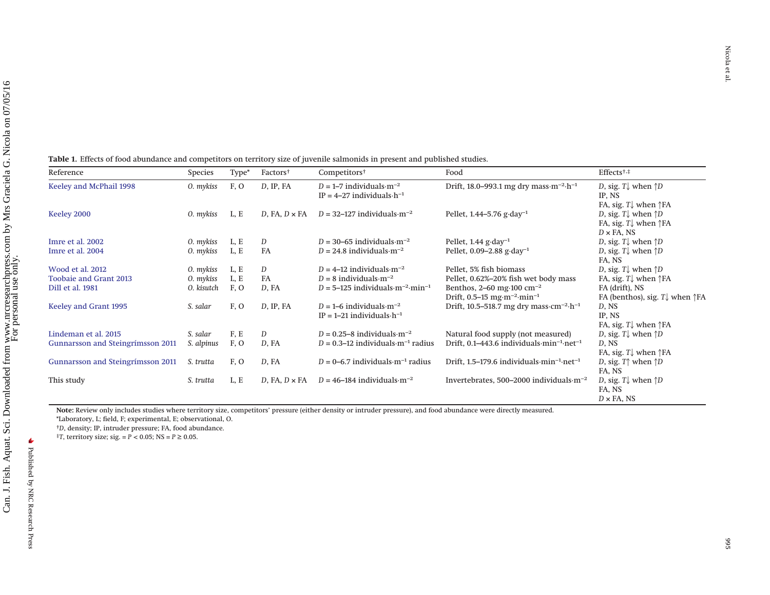**Table 1.** Effects of food abundance and competitors on territory size of juvenile salmonids in present and published studies.

| Reference | Species | Type* | Factors† | Competitors† | Food | Effects†,‡ |
|---|---|---|---|---|---|---|
| Keeley and McPhail 1998 | *O. mykiss* | F, O | *D*, IP, FA | *D* = 1–7 individuals·m$^{-2}$<br>IP = 4–27 individuals·h$^{-1}$ | Drift, 18.0–993.1 mg dry mass·m$^{-2}$·h$^{-1}$ | *D*, sig. *T*↓ when ↑*D*<br>IP, NS<br>FA, sig. *T*↓ when ↑FA |
| Keeley 2000 | *O. mykiss* | L, E | *D*, FA, *D* × FA | *D* = 32–127 individuals·m$^{-2}$ | Pellet, 1.44–5.76 g·day$^{-1}$ | *D*, sig. *T*↓ when ↑*D*<br>FA, sig. *T*↓ when ↑FA<br>*D* × FA, NS |
| Imre et al. 2002 | *O. mykiss* | L, E | *D* | *D* = 30–65 individuals·m$^{-2}$ | Pellet, 1.44 g·day$^{-1}$ | *D*, sig. *T*↓ when ↑*D* |
| Imre et al. 2004 | *O. mykiss* | L, E | FA | *D* = 24.8 individuals·m$^{-2}$ | Pellet, 0.09–2.88 g·day$^{-1}$ | *D*, sig. *T*↓ when ↑*D*<br>FA, NS |
| Wood et al. 2012 | *O. mykiss* | L, E | *D* | *D* = 4–12 individuals·m$^{-2}$ | Pellet, 5% fish biomass | *D*, sig. *T*↓ when ↑*D* |
| Toobaie and Grant 2013 | *O. mykiss* | L, E | FA | *D* = 8 individuals·m$^{-2}$ | Pellet, 0.62%–20% fish wet body mass | FA, sig. *T*↓ when ↑FA |
| Dill et al. 1981 | *O. kisutch* | F, O | *D*, FA | *D* = 5–125 individuals·m$^{-2}$·min$^{-1}$ | Benthos, 2–60 mg·100 cm$^{-2}$<br>Drift, 0.5–15 mg·m$^{-2}$·min$^{-1}$ | FA (drift), NS<br>FA (benthos), sig. *T*↓ when ↑FA |
| Keeley and Grant 1995 | *S. salar* | F, O | *D*, IP, FA | *D* = 1–6 individuals·m$^{-2}$<br>IP = 1–21 individuals·h$^{-1}$ | Drift, 10.5–518.7 mg dry mass·cm$^{-2}$·h$^{-1}$ | *D*, NS<br>IP, NS<br>FA, sig. *T*↓ when ↑FA |
| Lindeman et al. 2015 | *S. salar* | F, E | *D* | *D* = 0.25–8 individuals·m$^{-2}$ | Natural food supply (not measured) | *D*, sig. *T*↓ when ↑*D* |
| Gunnarsson and Steingrímsson 2011 | *S. alpinus* | F, O | *D*, FA | *D* = 0.3–12 individuals·m$^{-1}$ radius | Drift, 0.1–443.6 individuals·min$^{-1}$·net$^{-1}$ | *D*, NS<br>FA, sig. *T*↓ when ↑FA |
| Gunnarsson and Steingrímsson 2011 | *S. trutta* | F, O | *D*, FA | *D* = 0–6.7 individuals·m$^{-1}$ radius | Drift, 1.5–179.6 individuals·min$^{-1}$·net$^{-1}$ | *D*, sig. *T*↑ when ↑*D*<br>FA, NS |
| This study | *S. trutta* | L, E | *D*, FA, *D* × FA | *D* = 46–184 individuals·m$^{-2}$ | Invertebrates, 500–2000 individuals·m$^{-2}$ | *D*, sig. *T*↓ when ↑*D*<br>FA, NS<br>*D* × FA, NS |

**Note:** Review only includes studies where territory size, competitors' pressure (either density or intruder pressure), and food abundance were directly measured.

*Laboratory, L; field, F; experimental, E; observational, O.

†*D*, density; IP, intruder pressure; FA, food abundance.

‡*T*, territory size; sig. = $P < 0.05$; NS = $P \geq 0.05$.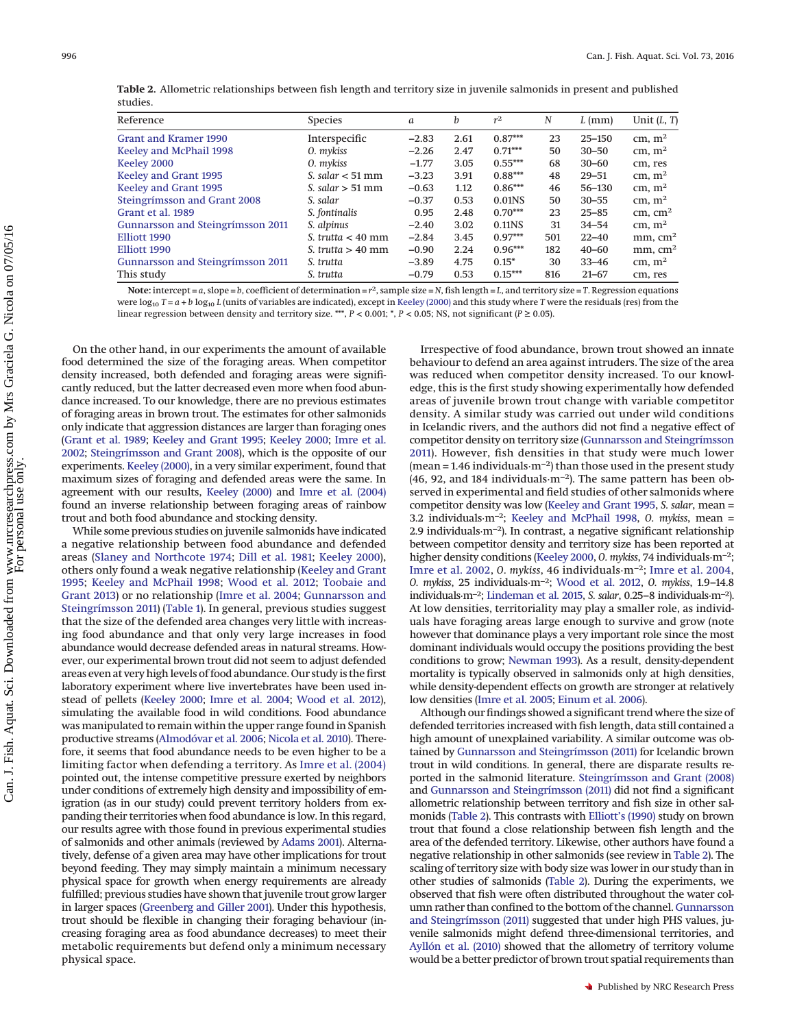**Table 2.** Allometric relationships between fish length and territory size in juvenile salmonids in present and published studies.

| Reference | Species | *a* | *b* | $r^2$ | *N* | *L* (mm) | Unit (*L*, *T*) |
|---|---|---|---|---|---|---|---|
| Grant and Kramer 1990 | Interspecific | −2.83 | 2.61 | 0.87*** | 23 | 25–150 | cm, $m^2$ |
| Keeley and McPhail 1998 | *O. mykiss* | −2.26 | 2.47 | 0.71*** | 50 | 30–50 | cm, $m^2$ |
| Keeley 2000 | *O. mykiss* | −1.77 | 3.05 | 0.55*** | 68 | 30–60 | cm, res |
| Keeley and Grant 1995 | *S. salar* < 51 mm | −3.23 | 3.91 | 0.88*** | 48 | 29–51 | cm, $m^2$ |
| Keeley and Grant 1995 | *S. salar* > 51 mm | −0.63 | 1.12 | 0.86*** | 46 | 56–130 | cm, $m^2$ |
| Steingrímsson and Grant 2008 | *S. salar* | −0.37 | 0.53 | 0.01NS | 50 | 30–55 | cm, $m^2$ |
| Grant et al. 1989 | *S. fontinalis* | 0.95 | 2.48 | 0.70*** | 23 | 25–85 | cm, $cm^2$ |
| Gunnarsson and Steingrímsson 2011 | *S. alpinus* | −2.40 | 3.02 | 0.11NS | 31 | 34–54 | cm, $m^2$ |
| Elliott 1990 | *S. trutta* < 40 mm | −2.84 | 3.45 | 0.97*** | 501 | 22–40 | mm, $cm^2$ |
| Elliott 1990 | *S. trutta* > 40 mm | −0.90 | 2.24 | 0.96*** | 182 | 40–60 | mm, $cm^2$ |
| Gunnarsson and Steingrímsson 2011 | *S. trutta* | −3.89 | 4.75 | 0.15* | 30 | 33–46 | cm, $m^2$ |
| This study | *S. trutta* | −0.79 | 0.53 | 0.15*** | 816 | 21–67 | cm, res |

**Note:** intercept = *a*, slope = *b*, coefficient of determination = $r^2$, sample size = *N*, fish length = *L*, and territory size = *T*. Regression equations were $\log_{10} T = a + b \log_{10} L$ (units of variables are indicated), except in Keeley (2000) and this study where *T* were the residuals (res) from the linear regression between density and territory size. ***, $P < 0.001$; *, $P < 0.05$; NS, not significant ($P \geq 0.05$).

On the other hand, in our experiments the amount of available food determined the size of the foraging areas. When competitor density increased, both defended and foraging areas were significantly reduced, but the latter decreased even more when food abundance increased. To our knowledge, there are no previous estimates of foraging areas in brown trout. The estimates for other salmonids only indicate that aggression distances are larger than foraging ones (Grant et al. 1989; Keeley and Grant 1995; Keeley 2000; Imre et al. 2002; Steingrímsson and Grant 2008), which is the opposite of our experiments. Keeley (2000), in a very similar experiment, found that maximum sizes of foraging and defended areas were the same. In agreement with our results, Keeley (2000) and Imre et al. (2004) found an inverse relationship between foraging areas of rainbow trout and both food abundance and stocking density.

While some previous studies on juvenile salmonids have indicated a negative relationship between food abundance and defended areas (Slaney and Northcote 1974; Dill et al. 1981; Keeley 2000), others only found a weak negative relationship (Keeley and Grant 1995; Keeley and McPhail 1998; Wood et al. 2012; Toobaie and Grant 2013) or no relationship (Imre et al. 2004; Gunnarsson and Steingrímsson 2011) (Table 1). In general, previous studies suggest that the size of the defended area changes very little with increasing food abundance and that only very large increases in food abundance would decrease defended areas in natural streams. However, our experimental brown trout did not seem to adjust defended areas even at very high levels of food abundance. Our study is the first laboratory experiment where live invertebrates have been used instead of pellets (Keeley 2000; Imre et al. 2004; Wood et al. 2012), simulating the available food in wild conditions. Food abundance was manipulated to remain within the upper range found in Spanish productive streams (Almodóvar et al. 2006; Nicola et al. 2010). Therefore, it seems that food abundance needs to be even higher to be a limiting factor when defending a territory. As Imre et al. (2004) pointed out, the intense competitive pressure exerted by neighbors under conditions of extremely high density and impossibility of emigration (as in our study) could prevent territory holders from expanding their territories when food abundance is low. In this regard, our results agree with those found in previous experimental studies of salmonids and other animals (reviewed by Adams 2001). Alternatively, defense of a given area may have other implications for trout beyond feeding. They may simply maintain a minimum necessary physical space for growth when energy requirements are already fulfilled; previous studies have shown that juvenile trout grow larger in larger spaces (Greenberg and Giller 2001). Under this hypothesis, trout should be flexible in changing their foraging behaviour (increasing foraging area as food abundance decreases) to meet their metabolic requirements but defend only a minimum necessary physical space.

Irrespective of food abundance, brown trout showed an innate behaviour to defend an area against intruders. The size of the area was reduced when competitor density increased. To our knowledge, this is the first study showing experimentally how defended areas of juvenile brown trout change with variable competitor density. A similar study was carried out under wild conditions in Icelandic rivers, and the authors did not find a negative effect of competitor density on territory size (Gunnarsson and Steingrímsson 2011). However, fish densities in that study were much lower (mean = 1.46 individuals·m$^{-2}$) than those used in the present study (46, 92, and 184 individuals·m$^{-2}$). The same pattern has been observed in experimental and field studies of other salmonids where competitor density was low (Keeley and Grant 1995, *S. salar*, mean = 3.2 individuals·m$^{-2}$; Keeley and McPhail 1998, *O. mykiss*, mean = 2.9 individuals·m$^{-2}$). In contrast, a negative significant relationship between competitor density and territory size has been reported at higher density conditions (Keeley 2000, *O. mykiss*, 74 individuals·m$^{-2}$; Imre et al. 2002, *O. mykiss*, 46 individuals·m$^{-2}$; Imre et al. 2004, *O. mykiss*, 25 individuals·m$^{-2}$; Wood et al. 2012, *O. mykiss*, 1.9–14.8 individuals·m$^{-2}$; Lindeman et al. 2015, *S. salar*, 0.25–8 individuals·m$^{-2}$). At low densities, territoriality may play a smaller role, as individuals have foraging areas large enough to survive and grow (note however that dominance plays a very important role since the most dominant individuals would occupy the positions providing the best conditions to grow; Newman 1993). As a result, density-dependent mortality is typically observed in salmonids only at high densities, while density-dependent effects on growth are stronger at relatively low densities (Imre et al. 2005; Einum et al. 2006).

Although our findings showed a significant trend where the size of defended territories increased with fish length, data still contained a high amount of unexplained variability. A similar outcome was obtained by Gunnarsson and Steingrímsson (2011) for Icelandic brown trout in wild conditions. In general, there are disparate results reported in the salmonid literature. Steingrímsson and Grant (2008) and Gunnarsson and Steingrímsson (2011) did not find a significant allometric relationship between territory and fish size in other salmonids (Table 2). This contrasts with Elliott's (1990) study on brown trout that found a close relationship between fish length and the area of the defended territory. Likewise, other authors have found a negative relationship in other salmonids (see review in Table 2). The scaling of territory size with body size was lower in our study than in other studies of salmonids (Table 2). During the experiments, we observed that fish were often distributed throughout the water column rather than confined to the bottom of the channel. Gunnarsson and Steingrímsson (2011) suggested that under high PHS values, juvenile salmonids might defend three-dimensional territories, and Ayllón et al. (2010) showed that the allometry of territory volume would be a better predictor of brown trout spatial requirements than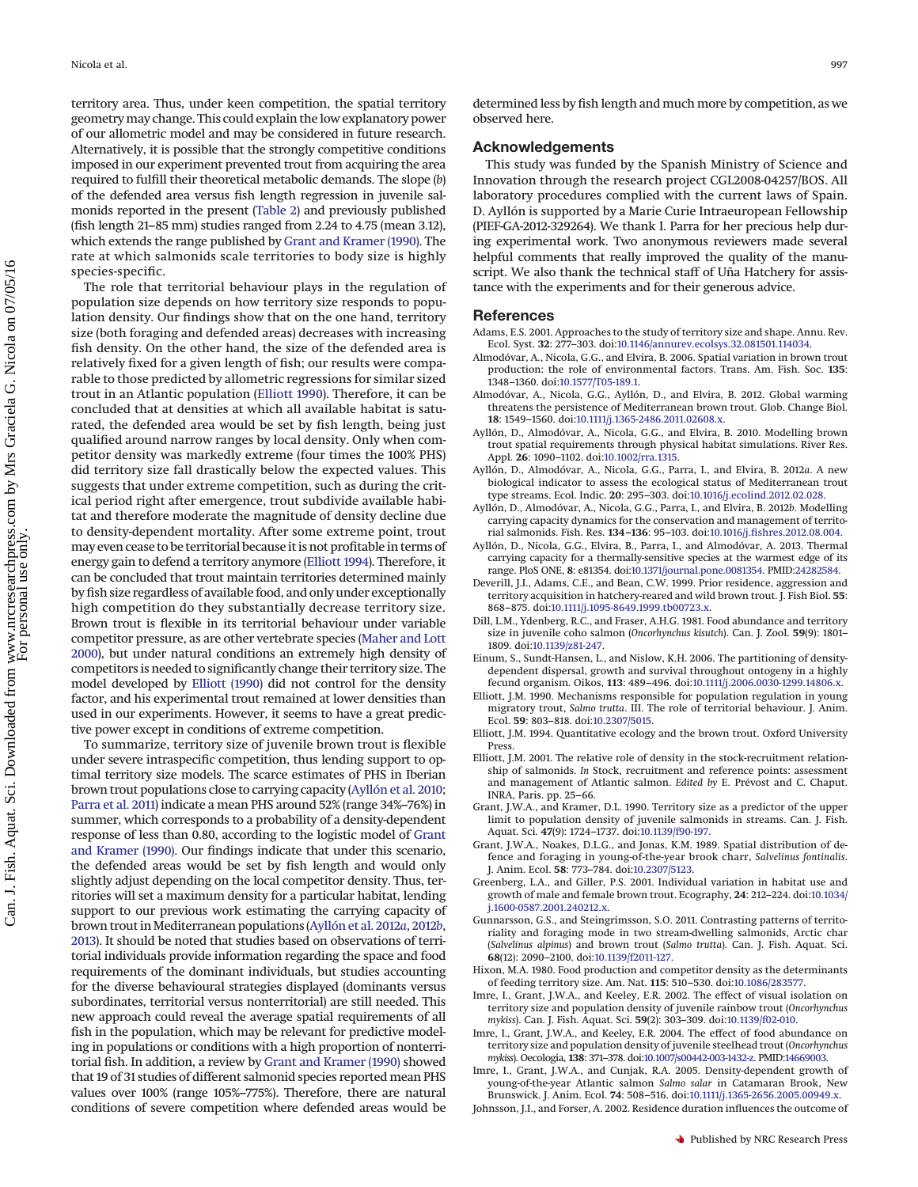territory area. Thus, under keen competition, the spatial territory geometry may change. This could explain the low explanatory power of our allometric model and may be considered in future research. Alternatively, it is possible that the strongly competitive conditions imposed in our experiment prevented trout from acquiring the area required to fulfill their theoretical metabolic demands. The slope (*b*) of the defended area versus fish length regression in juvenile salmonids reported in the present (Table 2) and previously published (fish length 21–85 mm) studies ranged from 2.24 to 4.75 (mean 3.12), which extends the range published by Grant and Kramer (1990). The rate at which salmonids scale territories to body size is highly species-specific.

The role that territorial behaviour plays in the regulation of population size depends on how territory size responds to population density. Our findings show that on the one hand, territory size (both foraging and defended areas) decreases with increasing fish density. On the other hand, the size of the defended area is relatively fixed for a given length of fish; our results were comparable to those predicted by allometric regressions for similar sized trout in an Atlantic population (Elliott 1990). Therefore, it can be concluded that at densities at which all available habitat is saturated, the defended area would be set by fish length, being just qualified around narrow ranges by local density. Only when competitor density was markedly extreme (four times the 100% PHS) did territory size fall drastically below the expected values. This suggests that under extreme competition, such as during the critical period right after emergence, trout subdivide available habitat and therefore moderate the magnitude of density decline due to density-dependent mortality. After some extreme point, trout may even cease to be territorial because it is not profitable in terms of energy gain to defend a territory anymore (Elliott 1994). Therefore, it can be concluded that trout maintain territories determined mainly by fish size regardless of available food, and only under exceptionally high competition do they substantially decrease territory size. Brown trout is flexible in its territorial behaviour under variable competitor pressure, as are other vertebrate species (Maher and Lott 2000), but under natural conditions an extremely high density of competitors is needed to significantly change their territory size. The model developed by Elliott (1990) did not control for the density factor, and his experimental trout remained at lower densities than used in our experiments. However, it seems to have a great predictive power except in conditions of extreme competition.

To summarize, territory size of juvenile brown trout is flexible under severe intraspecific competition, thus lending support to optimal territory size models. The scarce estimates of PHS in Iberian brown trout populations close to carrying capacity (Ayllón et al. 2010; Parra et al. 2011) indicate a mean PHS around 52% (range 34%–76%) in summer, which corresponds to a probability of a density-dependent response of less than 0.80, according to the logistic model of Grant and Kramer (1990). Our findings indicate that under this scenario, the defended areas would be set by fish length and would only slightly adjust depending on the local competitor density. Thus, territories will set a maximum density for a particular habitat, lending support to our previous work estimating the carrying capacity of brown trout in Mediterranean populations (Ayllón et al. 2012*a*, 2012*b*, 2013). It should be noted that studies based on observations of territorial individuals provide information regarding the space and food requirements of the dominant individuals, but studies accounting for the diverse behavioural strategies displayed (dominants versus subordinates, territorial versus nonterritorial) are still needed. This new approach could reveal the average spatial requirements of all fish in the population, which may be relevant for predictive modeling in populations or conditions with a high proportion of nonterritorial fish. In addition, a review by Grant and Kramer (1990) showed that 19 of 31 studies of different salmonid species reported mean PHS values over 100% (range 105%–775%). Therefore, there are natural conditions of severe competition where defended areas would be determined less by fish length and much more by competition, as we observed here.

## Acknowledgements

This study was funded by the Spanish Ministry of Science and Innovation through the research project CGL2008-04257/BOS. All laboratory procedures complied with the current laws of Spain. D. Ayllón is supported by a Marie Curie Intraeuropean Fellowship (PIEF-GA-2012-329264). We thank I. Parra for her precious help during experimental work. Two anonymous reviewers made several helpful comments that really improved the quality of the manuscript. We also thank the technical staff of Uña Hatchery for assistance with the experiments and for their generous advice.

## References

Adams, E.S. 2001. Approaches to the study of territory size and shape. Annu. Rev. Ecol. Syst. **32**: 277–303. doi:10.1146/annurev.ecolsys.32.081501.114034.

Almodóvar, A., Nicola, G.G., and Elvira, B. 2006. Spatial variation in brown trout production: the role of environmental factors. Trans. Am. Fish. Soc. **135**: 1348–1360. doi:10.1577/T05-189.1.

Almodóvar, A., Nicola, G.G., Ayllón, D., and Elvira, B. 2012. Global warming threatens the persistence of Mediterranean brown trout. Glob. Change Biol. **18**: 1549–1560. doi:10.1111/j.1365-2486.2011.02608.x.

Ayllón, D., Almodóvar, A., Nicola, G.G., and Elvira, B. 2010. Modelling brown trout spatial requirements through physical habitat simulations. River Res. Appl. **26**: 1090–1102. doi:10.1002/rra.1315.

Ayllón, D., Almodóvar, A., Nicola, G.G., Parra, I., and Elvira, B. 2012*a*. A new biological indicator to assess the ecological status of Mediterranean trout type streams. Ecol. Indic. **20**: 295–303. doi:10.1016/j.ecolind.2012.02.028.

Ayllón, D., Almodóvar, A., Nicola, G.G., Parra, I., and Elvira, B. 2012*b*. Modelling carrying capacity dynamics for the conservation and management of territorial salmonids. Fish. Res. **134–136**: 95–103. doi:10.1016/j.fishres.2012.08.004.

Ayllón, D., Nicola, G.G., Elvira, B., Parra, I., and Almodóvar, A. 2013. Thermal carrying capacity for a thermally-sensitive species at the warmest edge of its range. PloS ONE, **8**: e81354. doi:10.1371/journal.pone.0081354. PMID:24282584.

Deverill, J.I., Adams, C.E., and Bean, C.W. 1999. Prior residence, aggression and territory acquisition in hatchery-reared and wild brown trout. J. Fish Biol. **55**: 868–875. doi:10.1111/j.1095-8649.1999.tb00723.x.

Dill, L.M., Ydenberg, R.C., and Fraser, A.H.G. 1981. Food abundance and territory size in juvenile coho salmon (*Oncorhynchus kisutch*). Can. J. Zool. **59**(9): 1801–1809. doi:10.1139/z81-247.

Einum, S., Sundt-Hansen, L., and Nislow, K.H. 2006. The partitioning of density-dependent dispersal, growth and survival throughout ontogeny in a highly fecund organism. Oikos, **113**: 489–496. doi:10.1111/j.2006.0030-1299.14806.x.

Elliott, J.M. 1990. Mechanisms responsible for population regulation in young migratory trout, *Salmo trutta*. III. The role of territorial behaviour. J. Anim. Ecol. **59**: 803–818. doi:10.2307/5015.

Elliott, J.M. 1994. Quantitative ecology and the brown trout. Oxford University Press.

Elliott, J.M. 2001. The relative role of density in the stock-recruitment relationship of salmonids. *In* Stock, recruitment and reference points: assessment and management of Atlantic salmon. *Edited by* E. Prévost and C. Chaput. INRA, Paris. pp. 25–66.

Grant, J.W.A., and Kramer, D.L. 1990. Territory size as a predictor of the upper limit to population density of juvenile salmonids in streams. Can. J. Fish. Aquat. Sci. **47**(9): 1724–1737. doi:10.1139/f90-197.

Grant, J.W.A., Noakes, D.L.G., and Jonas, K.M. 1989. Spatial distribution of defence and foraging in young-of-the-year brook charr, *Salvelinus fontinalis*. J. Anim. Ecol. **58**: 773–784. doi:10.2307/5123.

Greenberg, L.A., and Giller, P.S. 2001. Individual variation in habitat use and growth of male and female brown trout. Ecography, **24**: 212–224. doi:10.1034/j.1600-0587.2001.240212.x.

Gunnarsson, G.S., and Steingrímsson, S.O. 2011. Contrasting patterns of territoriality and foraging mode in two stream-dwelling salmonids, Arctic char (*Salvelinus alpinus*) and brown trout (*Salmo trutta*). Can. J. Fish. Aquat. Sci. **68**(12): 2090–2100. doi:10.1139/f2011-127.

Hixon, M.A. 1980. Food production and competitor density as the determinants of feeding territory size. Am. Nat. **115**: 510–530. doi:10.1086/283577.

Imre, I., Grant, J.W.A., and Keeley, E.R. 2002. The effect of visual isolation on territory size and population density of juvenile rainbow trout (*Oncorhynchus mykiss*). Can. J. Fish. Aquat. Sci. **59**(2): 303–309. doi:10.1139/f02-010.

Imre, I., Grant, J.W.A., and Keeley, E.R. 2004. The effect of food abundance on territory size and population density of juvenile steelhead trout (*Oncorhynchus mykiss*). Oecologia, **138**: 371–378. doi:10.1007/s00442-003-1432-z. PMID:14669003.

Imre, I., Grant, J.W.A., and Cunjak, R.A. 2005. Density-dependent growth of young-of-the-year Atlantic salmon *Salmo salar* in Catamaran Brook, New Brunswick. J. Anim. Ecol. **74**: 508–516. doi:10.1111/j.1365-2656.2005.00949.x.

Johnsson, J.I., and Forser, A. 2002. Residence duration influences the outcome of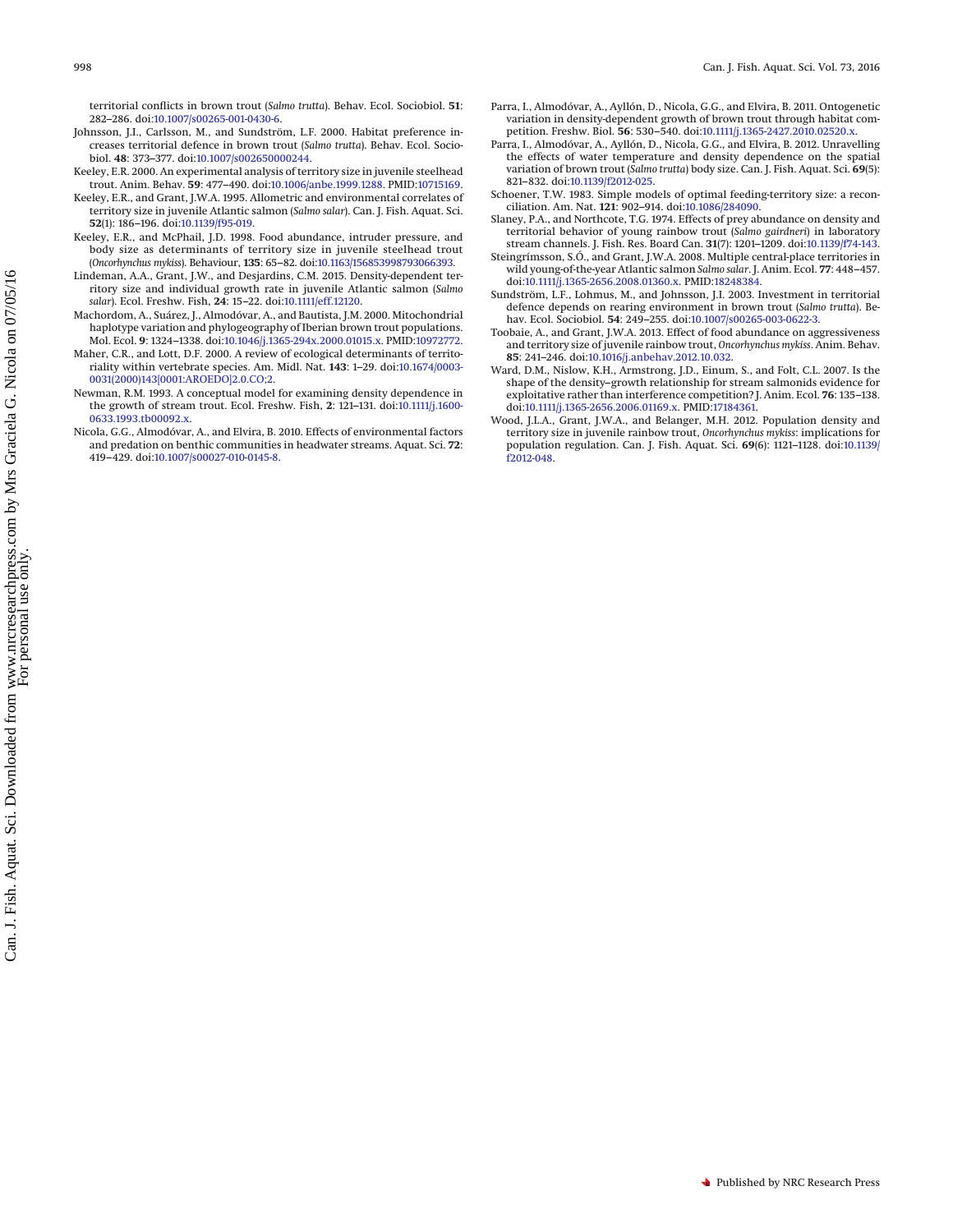territorial conflicts in brown trout (*Salmo trutta*). Behav. Ecol. Sociobiol. **51**: 282–286. doi:10.1007/s00265-001-0430-6.

Johnsson, J.I., Carlsson, M., and Sundström, L.F. 2000. Habitat preference increases territorial defence in brown trout (*Salmo trutta*). Behav. Ecol. Sociobiol. **48**: 373–377. doi:10.1007/s002650000244.

Keeley, E.R. 2000. An experimental analysis of territory size in juvenile steelhead trout. Anim. Behav. **59**: 477–490. doi:10.1006/anbe.1999.1288. PMID:10715169.

Keeley, E.R., and Grant, J.W.A. 1995. Allometric and environmental correlates of territory size in juvenile Atlantic salmon (*Salmo salar*). Can. J. Fish. Aquat. Sci. **52**(1): 186–196. doi:10.1139/f95-019.

Keeley, E.R., and McPhail, J.D. 1998. Food abundance, intruder pressure, and body size as determinants of territory size in juvenile steelhead trout (*Oncorhynchus mykiss*). Behaviour, **135**: 65–82. doi:10.1163/156853998793066393.

Lindeman, A.A., Grant, J.W., and Desjardins, C.M. 2015. Density-dependent territory size and individual growth rate in juvenile Atlantic salmon (*Salmo salar*). Ecol. Freshw. Fish, **24**: 15–22. doi:10.1111/eff.12120.

Machordom, A., Suárez, J., Almodóvar, A., and Bautista, J.M. 2000. Mitochondrial haplotype variation and phylogeography of Iberian brown trout populations. Mol. Ecol. **9**: 1324–1338. doi:10.1046/j.1365-294x.2000.01015.x. PMID:10972772.

Maher, C.R., and Lott, D.F. 2000. A review of ecological determinants of territoriality within vertebrate species. Am. Midl. Nat. **143**: 1–29. doi:10.1674/0003-0031(2000)143[0001:AROEDO]2.0.CO;2.

Newman, R.M. 1993. A conceptual model for examining density dependence in the growth of stream trout. Ecol. Freshw. Fish, **2**: 121–131. doi:10.1111/j.1600-0633.1993.tb00092.x.

Nicola, G.G., Almodóvar, A., and Elvira, B. 2010. Effects of environmental factors and predation on benthic communities in headwater streams. Aquat. Sci. **72**: 419–429. doi:10.1007/s00027-010-0145-8.

Parra, I., Almodóvar, A., Ayllón, D., Nicola, G.G., and Elvira, B. 2011. Ontogenetic variation in density-dependent growth of brown trout through habitat competition. Freshw. Biol. **56**: 530–540. doi:10.1111/j.1365-2427.2010.02520.x.

Parra, I., Almodóvar, A., Ayllón, D., Nicola, G.G., and Elvira, B. 2012. Unravelling the effects of water temperature and density dependence on the spatial variation of brown trout (*Salmo trutta*) body size. Can. J. Fish. Aquat. Sci. **69**(5): 821–832. doi:10.1139/f2012-025.

Schoener, T.W. 1983. Simple models of optimal feeding-territory size: a reconciliation. Am. Nat. **121**: 902–914. doi:10.1086/284090.

Slaney, P.A., and Northcote, T.G. 1974. Effects of prey abundance on density and territorial behavior of young rainbow trout (*Salmo gairdneri*) in laboratory stream channels. J. Fish. Res. Board Can. **31**(7): 1201–1209. doi:10.1139/f74-143.

Steingrímsson, S.Ó., and Grant, J.W.A. 2008. Multiple central-place territories in wild young-of-the-year Atlantic salmon *Salmo salar*. J. Anim. Ecol. **77**: 448–457. doi:10.1111/j.1365-2656.2008.01360.x. PMID:18248384.

Sundström, L.F., Lohmus, M., and Johnsson, J.I. 2003. Investment in territorial defence depends on rearing environment in brown trout (*Salmo trutta*). Behav. Ecol. Sociobiol. **54**: 249–255. doi:10.1007/s00265-003-0622-3.

Toobaie, A., and Grant, J.W.A. 2013. Effect of food abundance on aggressiveness and territory size of juvenile rainbow trout, *Oncorhynchus mykiss*. Anim. Behav. **85**: 241–246. doi:10.1016/j.anbehav.2012.10.032.

Ward, D.M., Nislow, K.H., Armstrong, J.D., Einum, S., and Folt, C.L. 2007. Is the shape of the density–growth relationship for stream salmonids evidence for exploitative rather than interference competition? J. Anim. Ecol. **76**: 135–138. doi:10.1111/j.1365-2656.2006.01169.x. PMID:17184361.

Wood, J.L.A., Grant, J.W.A., and Belanger, M.H. 2012. Population density and territory size in juvenile rainbow trout, *Oncorhynchus mykiss*: implications for population regulation. Can. J. Fish. Aquat. Sci. **69**(6): 1121–1128. doi:10.1139/f2012-048.